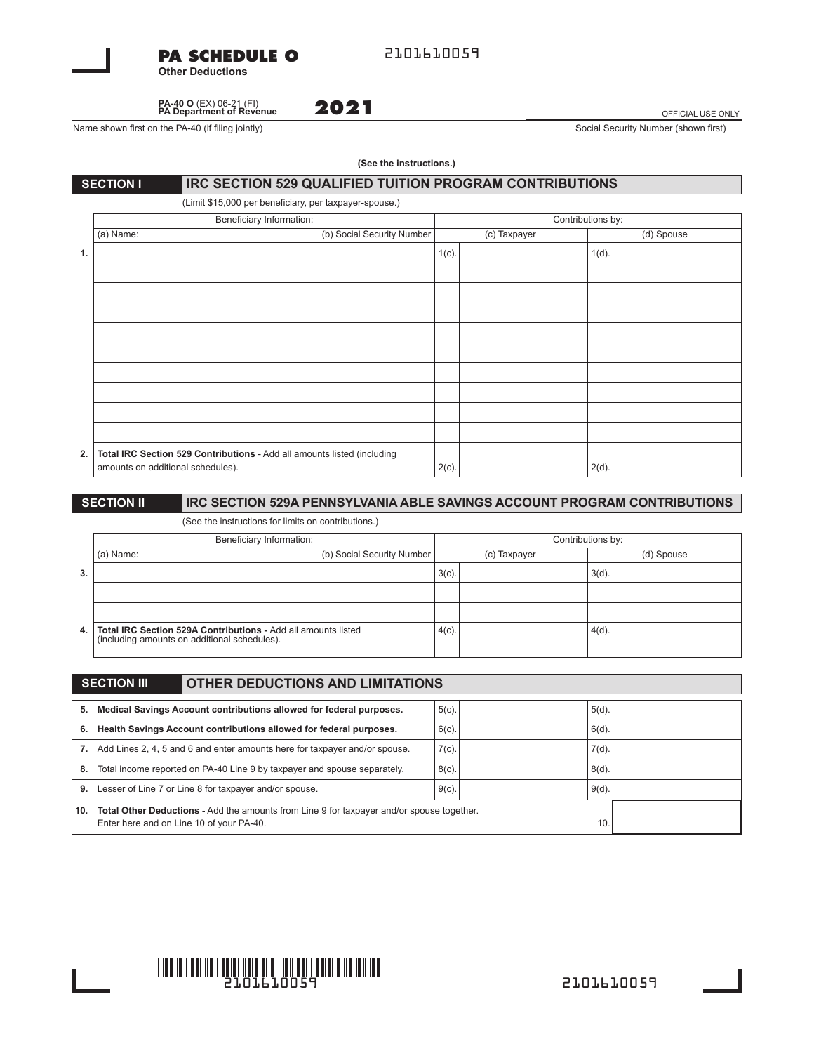# PA SCHEDULE O

2101610059

**Other Deductions**

**PA-40 O** (EX) 06-21 (FI)
**PA Department of Revenue**

**2021**

OFFICIAL USE ONLY

| Name shown first on the PA-40 (if filing jointly) | Social Security Number (shown first) |
|---|---|
| | |

**(See the instructions.)**

## SECTION I IRC SECTION 529 QUALIFIED TUITION PROGRAM CONTRIBUTIONS

(Limit $15,000 per beneficiary, per taxpayer-spouse.)

| | Beneficiary Information: | | Contributions by: | |
|---|---|---|---|---|
| | (a) Name: | (b) Social Security Number | (c) Taxpayer | (d) Spouse |
| **1.** | | | 1(c). | 1(d). |
| | | | | |
| | | | | |
| | | | | |
| | | | | |
| | | | | |
| | | | | |
| | | | | |
| | | | | |
| | | | | |
| **2.** | **Total IRC Section 529 Contributions** - Add all amounts listed (including amounts on additional schedules). | | 2(c). | 2(d). |

## SECTION II IRC SECTION 529A PENNSYLVANIA ABLE SAVINGS ACCOUNT PROGRAM CONTRIBUTIONS

(See the instructions for limits on contributions.)

| | Beneficiary Information: | | Contributions by: | |
|---|---|---|---|---|
| | (a) Name: | (b) Social Security Number | (c) Taxpayer | (d) Spouse |
| **3.** | | | 3(c). | 3(d). |
| | | | | |
| | | | | |
| **4.** | **Total IRC Section 529A Contributions -** Add all amounts listed (including amounts on additional schedules). | | 4(c). | 4(d). |

## SECTION III OTHER DEDUCTIONS AND LIMITATIONS

| | | | |
|---|---|---|---|
| **5.** | **Medical Savings Account contributions allowed for federal purposes.** | 5(c). | 5(d). |
| **6.** | **Health Savings Account contributions allowed for federal purposes.** | 6(c). | 6(d). |
| **7.** | Add Lines 2, 4, 5 and 6 and enter amounts here for taxpayer and/or spouse. | 7(c). | 7(d). |
| **8.** | Total income reported on PA-40 Line 9 by taxpayer and spouse separately. | 8(c). | 8(d). |
| **9.** | Lesser of Line 7 or Line 8 for taxpayer and/or spouse. | 9(c). | 9(d). |
| **10.** | **Total Other Deductions** - Add the amounts from Line 9 for taxpayer and/or spouse together. Enter here and on Line 10 of your PA-40. | | 10. |

2101610059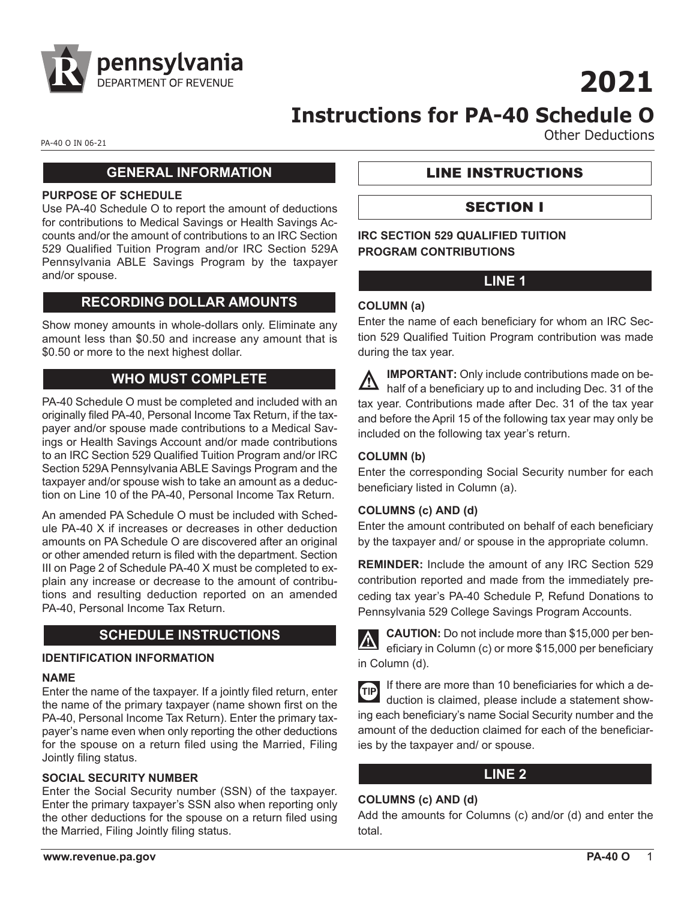# 2021

# Instructions for PA-40 Schedule O

Other Deductions

PA-40 O IN 06-21

## GENERAL INFORMATION

**PURPOSE OF SCHEDULE**

Use PA-40 Schedule O to report the amount of deductions for contributions to Medical Savings or Health Savings Accounts and/or the amount of contributions to an IRC Section 529 Qualified Tuition Program and/or IRC Section 529A Pennsylvania ABLE Savings Program by the taxpayer and/or spouse.

## RECORDING DOLLAR AMOUNTS

Show money amounts in whole-dollars only. Eliminate any amount less than $0.50 and increase any amount that is $0.50 or more to the next highest dollar.

## WHO MUST COMPLETE

PA-40 Schedule O must be completed and included with an originally filed PA-40, Personal Income Tax Return, if the taxpayer and/or spouse made contributions to a Medical Savings or Health Savings Account and/or made contributions to an IRC Section 529 Qualified Tuition Program and/or IRC Section 529A Pennsylvania ABLE Savings Program and the taxpayer and/or spouse wish to take an amount as a deduction on Line 10 of the PA-40, Personal Income Tax Return.

An amended PA Schedule O must be included with Schedule PA-40 X if increases or decreases in other deduction amounts on PA Schedule O are discovered after an original or other amended return is filed with the department. Section III on Page 2 of Schedule PA-40 X must be completed to explain any increase or decrease to the amount of contributions and resulting deduction reported on an amended PA-40, Personal Income Tax Return.

## SCHEDULE INSTRUCTIONS

**IDENTIFICATION INFORMATION**

**NAME**

Enter the name of the taxpayer. If a jointly filed return, enter the name of the primary taxpayer (name shown first on the PA-40, Personal Income Tax Return). Enter the primary taxpayer's name even when only reporting the other deductions for the spouse on a return filed using the Married, Filing Jointly filing status.

**SOCIAL SECURITY NUMBER**

Enter the Social Security number (SSN) of the taxpayer. Enter the primary taxpayer's SSN also when reporting only the other deductions for the spouse on a return filed using the Married, Filing Jointly filing status.

## LINE INSTRUCTIONS

## SECTION I

**IRC SECTION 529 QUALIFIED TUITION PROGRAM CONTRIBUTIONS**

### LINE 1

**COLUMN (a)**

Enter the name of each beneficiary for whom an IRC Section 529 Qualified Tuition Program contribution was made during the tax year.

**IMPORTANT:** Only include contributions made on behalf of a beneficiary up to and including Dec. 31 of the tax year. Contributions made after Dec. 31 of the tax year and before the April 15 of the following tax year may only be included on the following tax year's return.

**COLUMN (b)**

Enter the corresponding Social Security number for each beneficiary listed in Column (a).

**COLUMNS (c) AND (d)**

Enter the amount contributed on behalf of each beneficiary by the taxpayer and/ or spouse in the appropriate column.

**REMINDER:** Include the amount of any IRC Section 529 contribution reported and made from the immediately preceding tax year's PA-40 Schedule P, Refund Donations to Pennsylvania 529 College Savings Program Accounts.

**CAUTION:** Do not include more than $15,000 per beneficiary in Column (c) or more $15,000 per beneficiary in Column (d).

**TIP** If there are more than 10 beneficiaries for which a deduction is claimed, please include a statement showing each beneficiary's name Social Security number and the amount of the deduction claimed for each of the beneficiaries by the taxpayer and/ or spouse.

### LINE 2

**COLUMNS (c) AND (d)**

Add the amounts for Columns (c) and/or (d) and enter the total.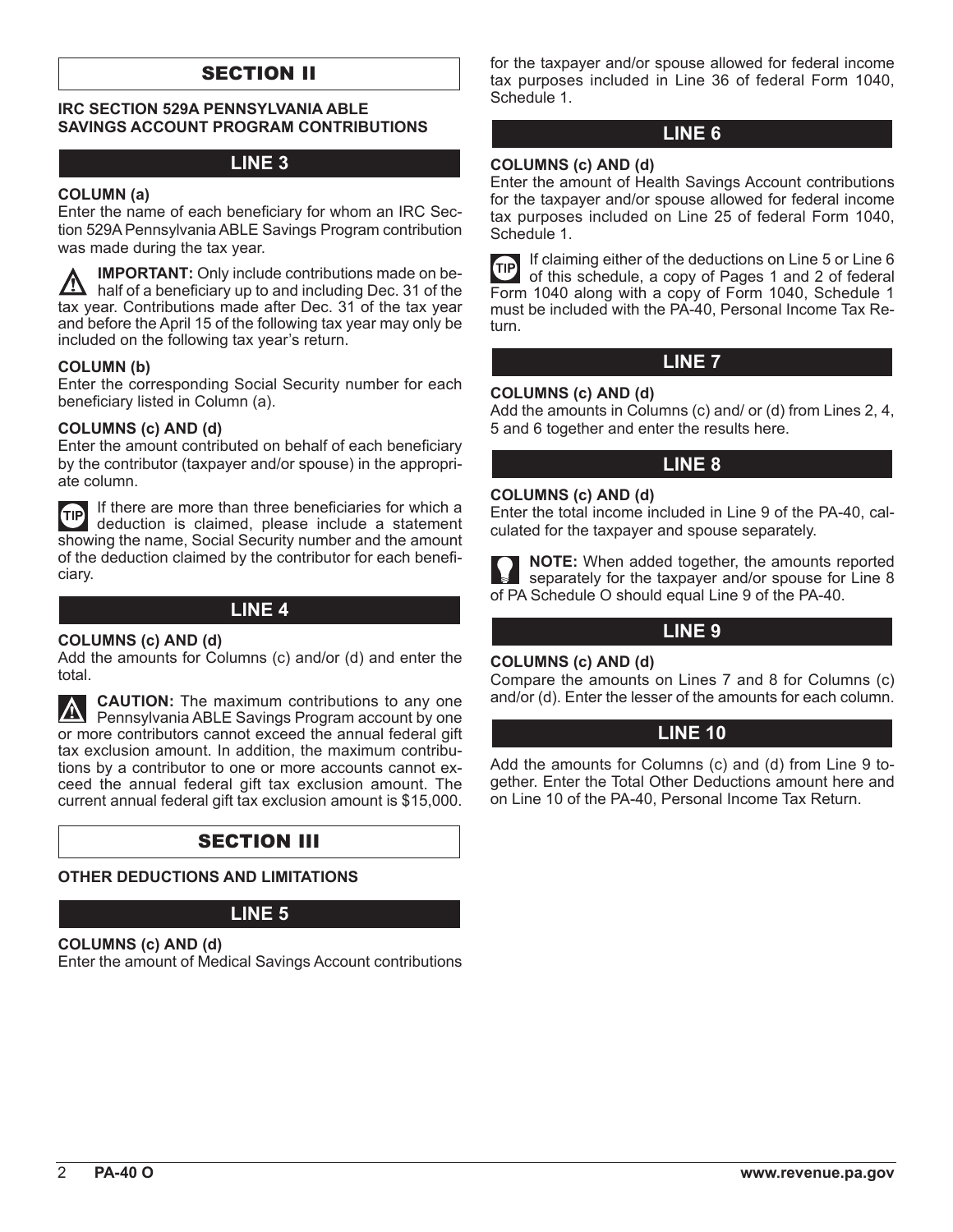## SECTION II

**IRC SECTION 529A PENNSYLVANIA ABLE SAVINGS ACCOUNT PROGRAM CONTRIBUTIONS**

### LINE 3

**COLUMN (a)**

Enter the name of each beneficiary for whom an IRC Section 529A Pennsylvania ABLE Savings Program contribution was made during the tax year.

**IMPORTANT:** Only include contributions made on behalf of a beneficiary up to and including Dec. 31 of the tax year. Contributions made after Dec. 31 of the tax year and before the April 15 of the following tax year may only be included on the following tax year's return.

**COLUMN (b)**

Enter the corresponding Social Security number for each beneficiary listed in Column (a).

**COLUMNS (c) AND (d)**

Enter the amount contributed on behalf of each beneficiary by the contributor (taxpayer and/or spouse) in the appropriate column.

TIP If there are more than three beneficiaries for which a deduction is claimed, please include a statement showing the name, Social Security number and the amount of the deduction claimed by the contributor for each beneficiary.

### LINE 4

**COLUMNS (c) AND (d)**

Add the amounts for Columns (c) and/or (d) and enter the total.

**CAUTION:** The maximum contributions to any one Pennsylvania ABLE Savings Program account by one or more contributors cannot exceed the annual federal gift tax exclusion amount. In addition, the maximum contributions by a contributor to one or more accounts cannot exceed the annual federal gift tax exclusion amount. The current annual federal gift tax exclusion amount is $15,000.

## SECTION III

**OTHER DEDUCTIONS AND LIMITATIONS**

### LINE 5

**COLUMNS (c) AND (d)**

Enter the amount of Medical Savings Account contributions for the taxpayer and/or spouse allowed for federal income tax purposes included in Line 36 of federal Form 1040, Schedule 1.

### LINE 6

**COLUMNS (c) AND (d)**

Enter the amount of Health Savings Account contributions for the taxpayer and/or spouse allowed for federal income tax purposes included on Line 25 of federal Form 1040, Schedule 1.

TIP If claiming either of the deductions on Line 5 or Line 6 of this schedule, a copy of Pages 1 and 2 of federal Form 1040 along with a copy of Form 1040, Schedule 1 must be included with the PA-40, Personal Income Tax Return.

### LINE 7

**COLUMNS (c) AND (d)**

Add the amounts in Columns (c) and/ or (d) from Lines 2, 4, 5 and 6 together and enter the results here.

### LINE 8

**COLUMNS (c) AND (d)**

Enter the total income included in Line 9 of the PA-40, calculated for the taxpayer and spouse separately.

**NOTE:** When added together, the amounts reported separately for the taxpayer and/or spouse for Line 8 of PA Schedule O should equal Line 9 of the PA-40.

### LINE 9

**COLUMNS (c) AND (d)**

Compare the amounts on Lines 7 and 8 for Columns (c) and/or (d). Enter the lesser of the amounts for each column.

### LINE 10

Add the amounts for Columns (c) and (d) from Line 9 together. Enter the Total Other Deductions amount here and on Line 10 of the PA-40, Personal Income Tax Return.